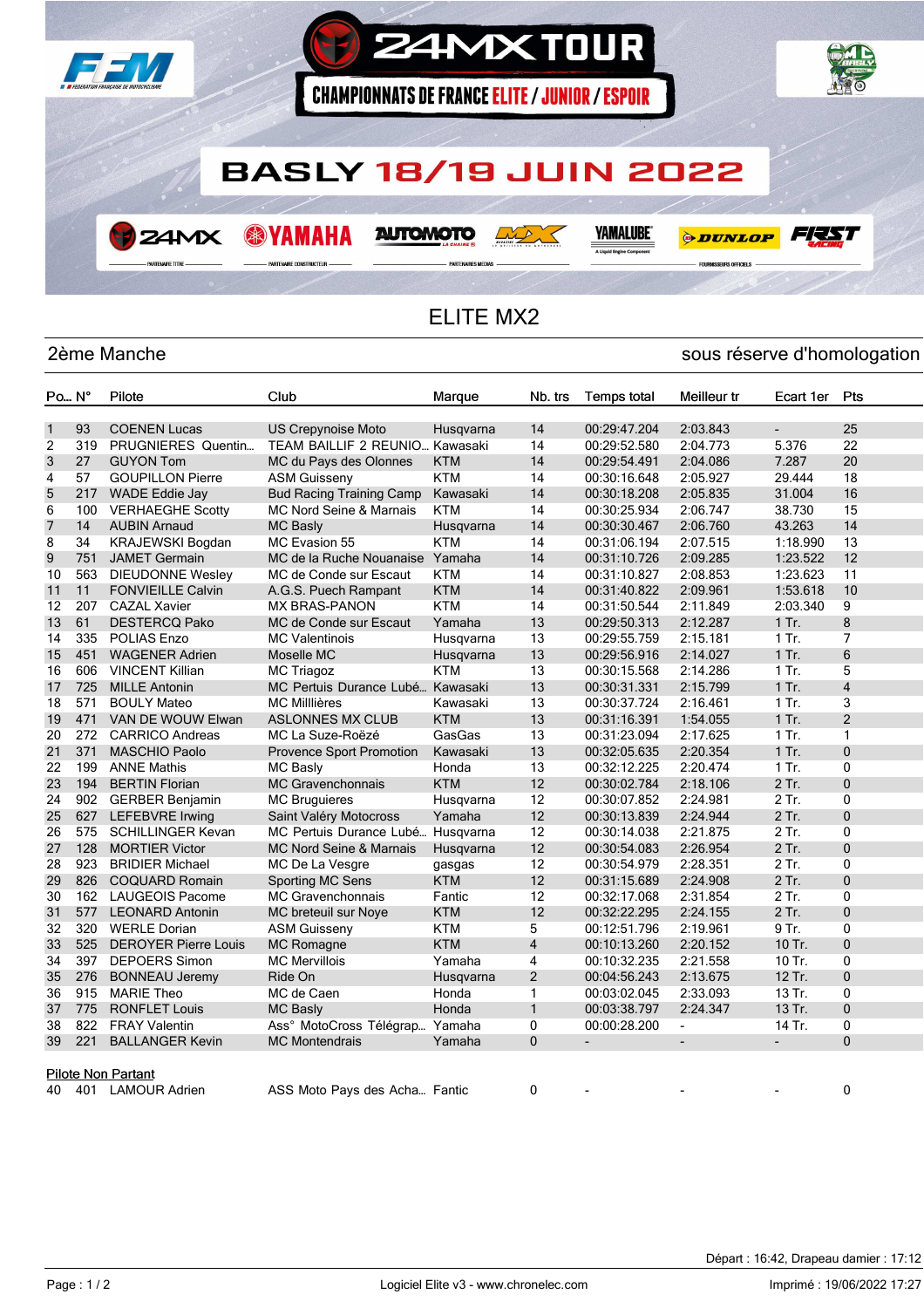# 24MX TOUR

## CHAMPIONNATS DE FRANCE ELITE / JUNIOR / ESPOIR

## BASLY 18/19 JUIN 2022

# ELITE MX2

## 2ème Manche

sous réserve d'homologation

| Po... | N° | Pilote | Club | Marque | Nb. trs | Temps total | Meilleur tr | Ecart 1er | Pts |
|---|---|---|---|---|---|---|---|---|---|
| 1 | 93 | COENEN Lucas | US Crepynoise Moto | Husqvarna | 14 | 00:29:47.204 | 2:03.843 | - | 25 |
| 2 | 319 | PRUGNIERES Quentin... | TEAM BAILLIF 2 REUNIO... | Kawasaki | 14 | 00:29:52.580 | 2:04.773 | 5.376 | 22 |
| 3 | 27 | GUYON Tom | MC du Pays des Olonnes | KTM | 14 | 00:29:54.491 | 2:04.086 | 7.287 | 20 |
| 4 | 57 | GOUPILLON Pierre | ASM Guisseny | KTM | 14 | 00:30:16.648 | 2:05.927 | 29.444 | 18 |
| 5 | 217 | WADE Eddie Jay | Bud Racing Training Camp | Kawasaki | 14 | 00:30:18.208 | 2:05.835 | 31.004 | 16 |
| 6 | 100 | VERHAEGHE Scotty | MC Nord Seine & Marnais | KTM | 14 | 00:30:25.934 | 2:06.747 | 38.730 | 15 |
| 7 | 14 | AUBIN Arnaud | MC Basly | Husqvarna | 14 | 00:30:30.467 | 2:06.760 | 43.263 | 14 |
| 8 | 34 | KRAJEWSKI Bogdan | MC Evasion 55 | KTM | 14 | 00:31:06.194 | 2:07.515 | 1:18.990 | 13 |
| 9 | 751 | JAMET Germain | MC de la Ruche Nouanaise | Yamaha | 14 | 00:31:10.726 | 2:09.285 | 1:23.522 | 12 |
| 10 | 563 | DIEUDONNE Wesley | MC de Conde sur Escaut | KTM | 14 | 00:31:10.827 | 2:08.853 | 1:23.623 | 11 |
| 11 | 11 | FONVIEILLE Calvin | A.G.S. Puech Rampant | KTM | 14 | 00:31:40.822 | 2:09.961 | 1:53.618 | 10 |
| 12 | 207 | CAZAL Xavier | MX BRAS-PANON | KTM | 14 | 00:31:50.544 | 2:11.849 | 2:03.340 | 9 |
| 13 | 61 | DESTERCQ Pako | MC de Conde sur Escaut | Yamaha | 13 | 00:29:50.313 | 2:12.287 | 1 Tr. | 8 |
| 14 | 335 | POLIAS Enzo | MC Valentinois | Husqvarna | 13 | 00:29:55.759 | 2:15.181 | 1 Tr. | 7 |
| 15 | 451 | WAGENER Adrien | Moselle MC | Husqvarna | 13 | 00:29:56.916 | 2:14.027 | 1 Tr. | 6 |
| 16 | 606 | VINCENT Killian | MC Triagoz | KTM | 13 | 00:30:15.568 | 2:14.286 | 1 Tr. | 5 |
| 17 | 725 | MILLE Antonin | MC Pertuis Durance Lubé... | Kawasaki | 13 | 00:30:31.331 | 2:15.799 | 1 Tr. | 4 |
| 18 | 571 | BOULY Mateo | MC Millières | Kawasaki | 13 | 00:30:37.724 | 2:16.461 | 1 Tr. | 3 |
| 19 | 471 | VAN DE WOUW Elwan | ASLONNES MX CLUB | KTM | 13 | 00:31:16.391 | 1:54.055 | 1 Tr. | 2 |
| 20 | 272 | CARRICO Andreas | MC La Suze-Roëzé | GasGas | 13 | 00:31:23.094 | 2:17.625 | 1 Tr. | 1 |
| 21 | 371 | MASCHIO Paolo | Provence Sport Promotion | Kawasaki | 13 | 00:32:05.635 | 2:20.354 | 1 Tr. | 0 |
| 22 | 199 | ANNE Mathis | MC Basly | Honda | 13 | 00:32:12.225 | 2:20.474 | 1 Tr. | 0 |
| 23 | 194 | BERTIN Florian | MC Gravenchonnais | KTM | 12 | 00:30:02.784 | 2:18.106 | 2 Tr. | 0 |
| 24 | 902 | GERBER Benjamin | MC Bruguieres | Husqvarna | 12 | 00:30:07.852 | 2:24.981 | 2 Tr. | 0 |
| 25 | 627 | LEFEBVRE Irwing | Saint Valéry Motocross | Yamaha | 12 | 00:30:13.839 | 2:24.944 | 2 Tr. | 0 |
| 26 | 575 | SCHILLINGER Kevan | MC Pertuis Durance Lubé... | Husqvarna | 12 | 00:30:14.038 | 2:21.875 | 2 Tr. | 0 |
| 27 | 128 | MORTIER Victor | MC Nord Seine & Marnais | Husqvarna | 12 | 00:30:54.083 | 2:26.954 | 2 Tr. | 0 |
| 28 | 923 | BRIDIER Michael | MC De La Vesgre | gasgas | 12 | 00:30:54.979 | 2:28.351 | 2 Tr. | 0 |
| 29 | 826 | COQUARD Romain | Sporting MC Sens | KTM | 12 | 00:31:15.689 | 2:24.908 | 2 Tr. | 0 |
| 30 | 162 | LAUGEOIS Pacome | MC Gravenchonnais | Fantic | 12 | 00:32:17.068 | 2:31.854 | 2 Tr. | 0 |
| 31 | 577 | LEONARD Antonin | MC breteuil sur Noye | KTM | 12 | 00:32:22.295 | 2:24.155 | 2 Tr. | 0 |
| 32 | 320 | WERLE Dorian | ASM Guisseny | KTM | 5 | 00:12:51.796 | 2:19.961 | 9 Tr. | 0 |
| 33 | 525 | DEROYER Pierre Louis | MC Romagne | KTM | 4 | 00:10:13.260 | 2:20.152 | 10 Tr. | 0 |
| 34 | 397 | DEPOERS Simon | MC Mervillois | Yamaha | 4 | 00:10:32.235 | 2:21.558 | 10 Tr. | 0 |
| 35 | 276 | BONNEAU Jeremy | Ride On | Husqvarna | 2 | 00:04:56.243 | 2:13.675 | 12 Tr. | 0 |
| 36 | 915 | MARIE Theo | MC de Caen | Honda | 1 | 00:03:02.045 | 2:33.093 | 13 Tr. | 0 |
| 37 | 775 | RONFLET Louis | MC Basly | Honda | 1 | 00:03:38.797 | 2:24.347 | 13 Tr. | 0 |
| 38 | 822 | FRAY Valentin | Ass° MotoCross Télégrap... | Yamaha | 0 | 00:00:28.200 | - | 14 Tr. | 0 |
| 39 | 221 | BALLANGER Kevin | MC Montendrais | Yamaha | 0 | - | - | - | 0 |

**Pilote Non Partant**

| Po... | N° | Pilote | Club | Marque | Nb. trs | Temps total | Meilleur tr | Ecart 1er | Pts |
|---|---|---|---|---|---|---|---|---|---|
| 40 | 401 | LAMOUR Adrien | ASS Moto Pays des Acha... | Fantic | 0 | - | - | - | 0 |

Départ : 16:42, Drapeau damier : 17:12

Logiciel Elite v3 - www.chronelec.com

Imprimé : 19/06/2022 17:27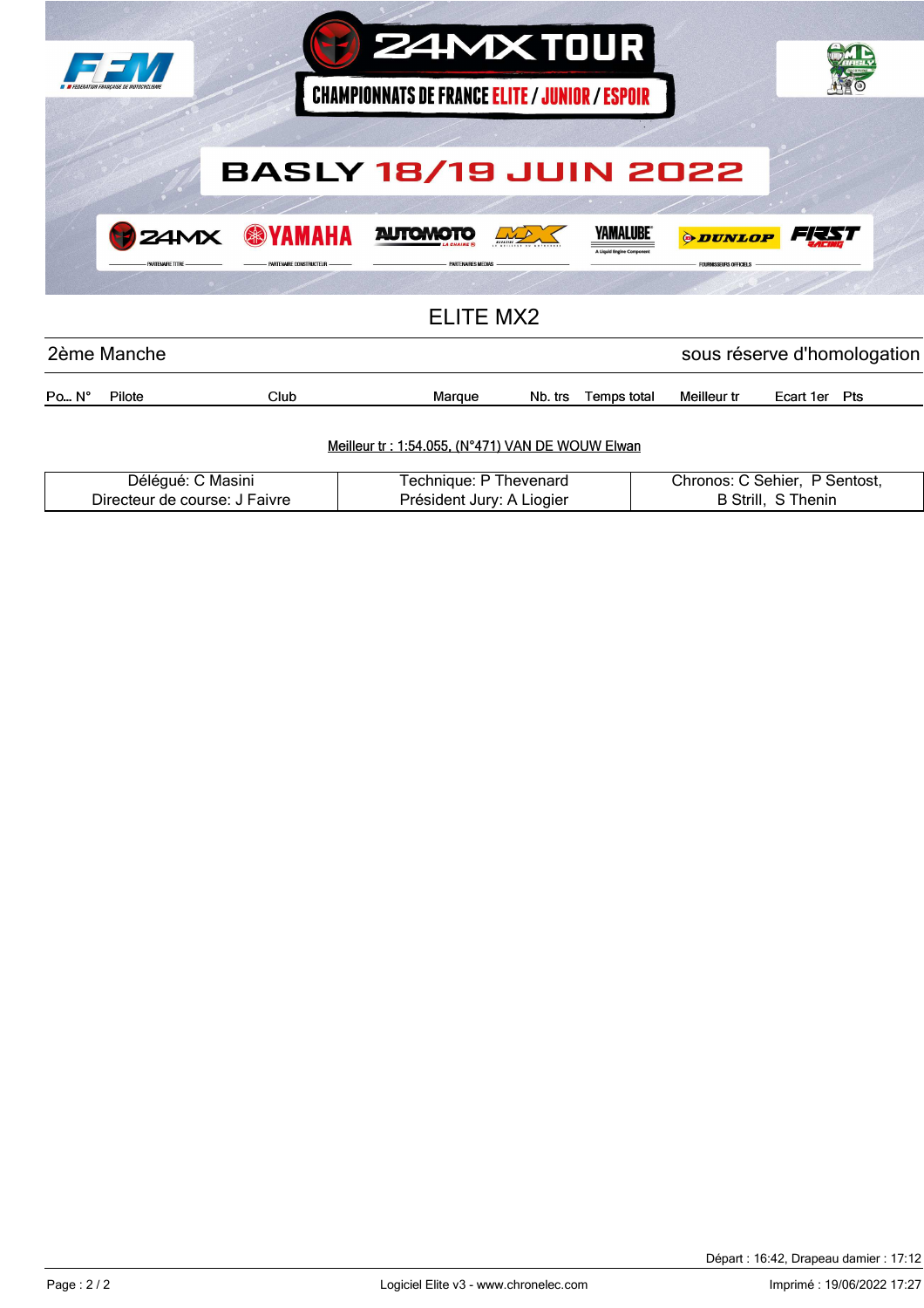# 24MX TOUR

## CHAMPIONNATS DE FRANCE ELITE / JUNIOR / ESPOIR

## BASLY 18/19 JUIN 2022

### ELITE MX2

2ème Manche — sous réserve d'homologation

| Po... | N° | Pilote | Club | Marque | Nb. trs | Temps total | Meilleur tr | Ecart 1er | Pts |
|---|---|---|---|---|---|---|---|---|---|

Meilleur tr : 1:54.055, (N°471) VAN DE WOUW Elwan

| | | |
|---|---|---|
| Délégué: C Masini<br>Directeur de course: J Faivre | Technique: P Thevenard<br>Président Jury: A Liogier | Chronos: C Sehier, P Sentost,<br>B Strill, S Thenin |

Départ : 16:42, Drapeau damier : 17:12

Logiciel Elite v3 - www.chronelec.com

Imprimé : 19/06/2022 17:27